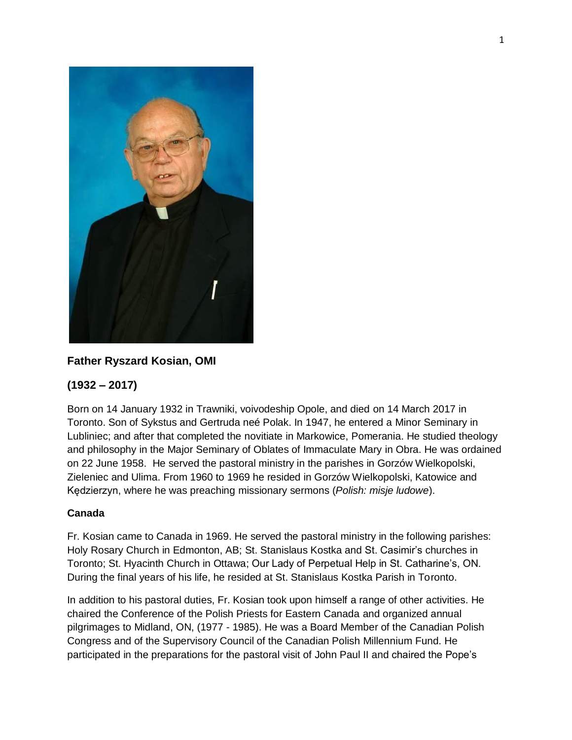**Father Ryszard Kosian, OMI**

**(1932 – 2017)**

Born on 14 January 1932 in Trawniki, voivodeship Opole, and died on 14 March 2017 in Toronto. Son of Sykstus and Gertruda neé Polak. In 1947, he entered a Minor Seminary in Lubliniec; and after that completed the novitiate in Markowice, Pomerania. He studied theology and philosophy in the Major Seminary of Oblates of Immaculate Mary in Obra. He was ordained on 22 June 1958. He served the pastoral ministry in the parishes in Gorzów Wielkopolski, Zieleniec and Ulima. From 1960 to 1969 he resided in Gorzów Wielkopolski, Katowice and Kędzierzyn, where he was preaching missionary sermons (*Polish: misje ludowe*).

**Canada**

Fr. Kosian came to Canada in 1969. He served the pastoral ministry in the following parishes: Holy Rosary Church in Edmonton, AB; St. Stanislaus Kostka and St. Casimir's churches in Toronto; St. Hyacinth Church in Ottawa; Our Lady of Perpetual Help in St. Catharine's, ON. During the final years of his life, he resided at St. Stanislaus Kostka Parish in Toronto.

In addition to his pastoral duties, Fr. Kosian took upon himself a range of other activities. He chaired the Conference of the Polish Priests for Eastern Canada and organized annual pilgrimages to Midland, ON, (1977 - 1985). He was a Board Member of the Canadian Polish Congress and of the Supervisory Council of the Canadian Polish Millennium Fund. He participated in the preparations for the pastoral visit of John Paul II and chaired the Pope's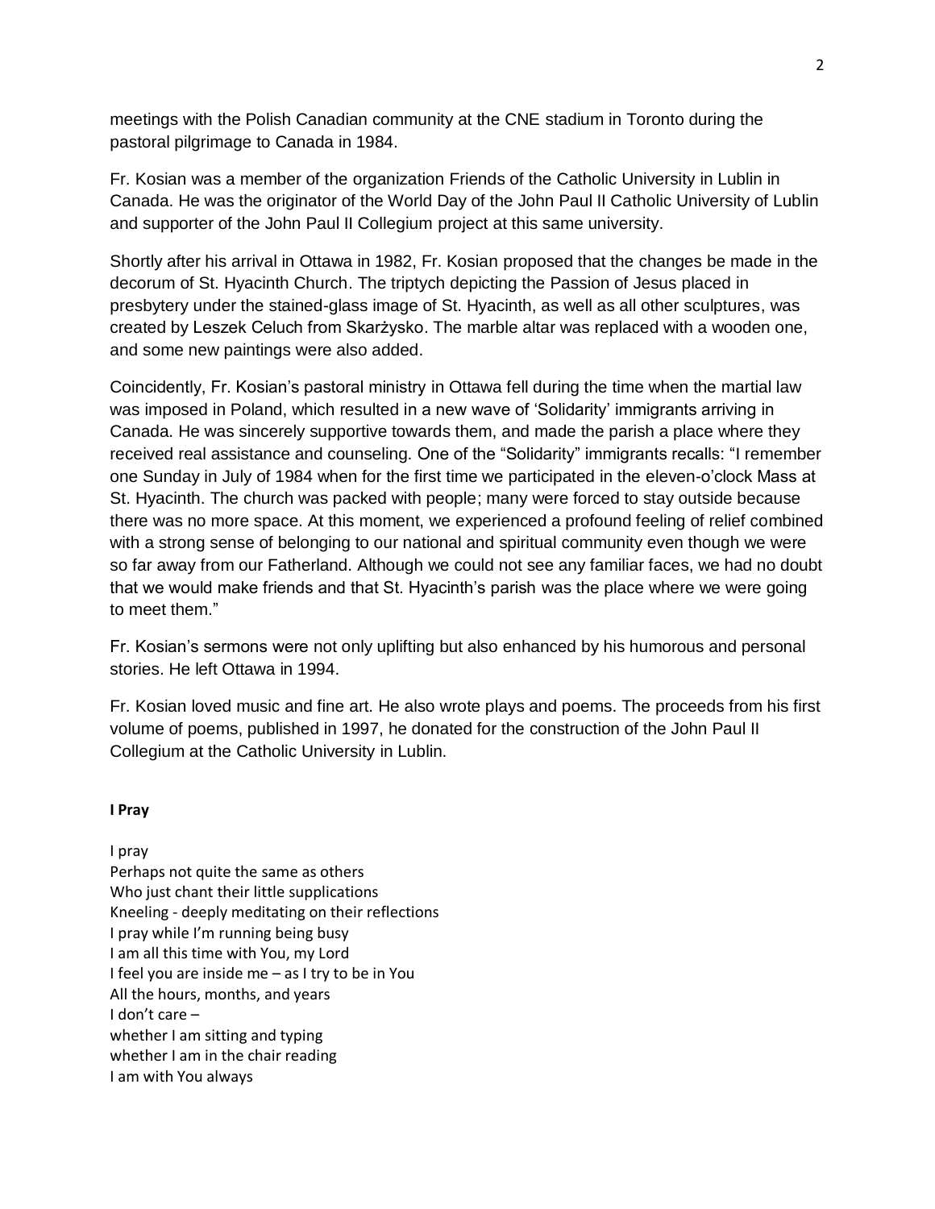meetings with the Polish Canadian community at the CNE stadium in Toronto during the pastoral pilgrimage to Canada in 1984.

Fr. Kosian was a member of the organization Friends of the Catholic University in Lublin in Canada. He was the originator of the World Day of the John Paul II Catholic University of Lublin and supporter of the John Paul II Collegium project at this same university.

Shortly after his arrival in Ottawa in 1982, Fr. Kosian proposed that the changes be made in the decorum of St. Hyacinth Church. The triptych depicting the Passion of Jesus placed in presbytery under the stained-glass image of St. Hyacinth, as well as all other sculptures, was created by Leszek Celuch from Skarżysko. The marble altar was replaced with a wooden one, and some new paintings were also added.

Coincidently, Fr. Kosian's pastoral ministry in Ottawa fell during the time when the martial law was imposed in Poland, which resulted in a new wave of 'Solidarity' immigrants arriving in Canada. He was sincerely supportive towards them, and made the parish a place where they received real assistance and counseling. One of the "Solidarity" immigrants recalls: "I remember one Sunday in July of 1984 when for the first time we participated in the eleven-o'clock Mass at St. Hyacinth. The church was packed with people; many were forced to stay outside because there was no more space. At this moment, we experienced a profound feeling of relief combined with a strong sense of belonging to our national and spiritual community even though we were so far away from our Fatherland. Although we could not see any familiar faces, we had no doubt that we would make friends and that St. Hyacinth's parish was the place where we were going to meet them."

Fr. Kosian's sermons were not only uplifting but also enhanced by his humorous and personal stories. He left Ottawa in 1994.

Fr. Kosian loved music and fine art. He also wrote plays and poems. The proceeds from his first volume of poems, published in 1997, he donated for the construction of the John Paul II Collegium at the Catholic University in Lublin.

**I Pray**

I pray  
Perhaps not quite the same as others  
Who just chant their little supplications  
Kneeling - deeply meditating on their reflections  
I pray while I'm running being busy  
I am all this time with You, my Lord  
I feel you are inside me – as I try to be in You  
All the hours, months, and years  
I don't care –  
whether I am sitting and typing  
whether I am in the chair reading  
I am with You always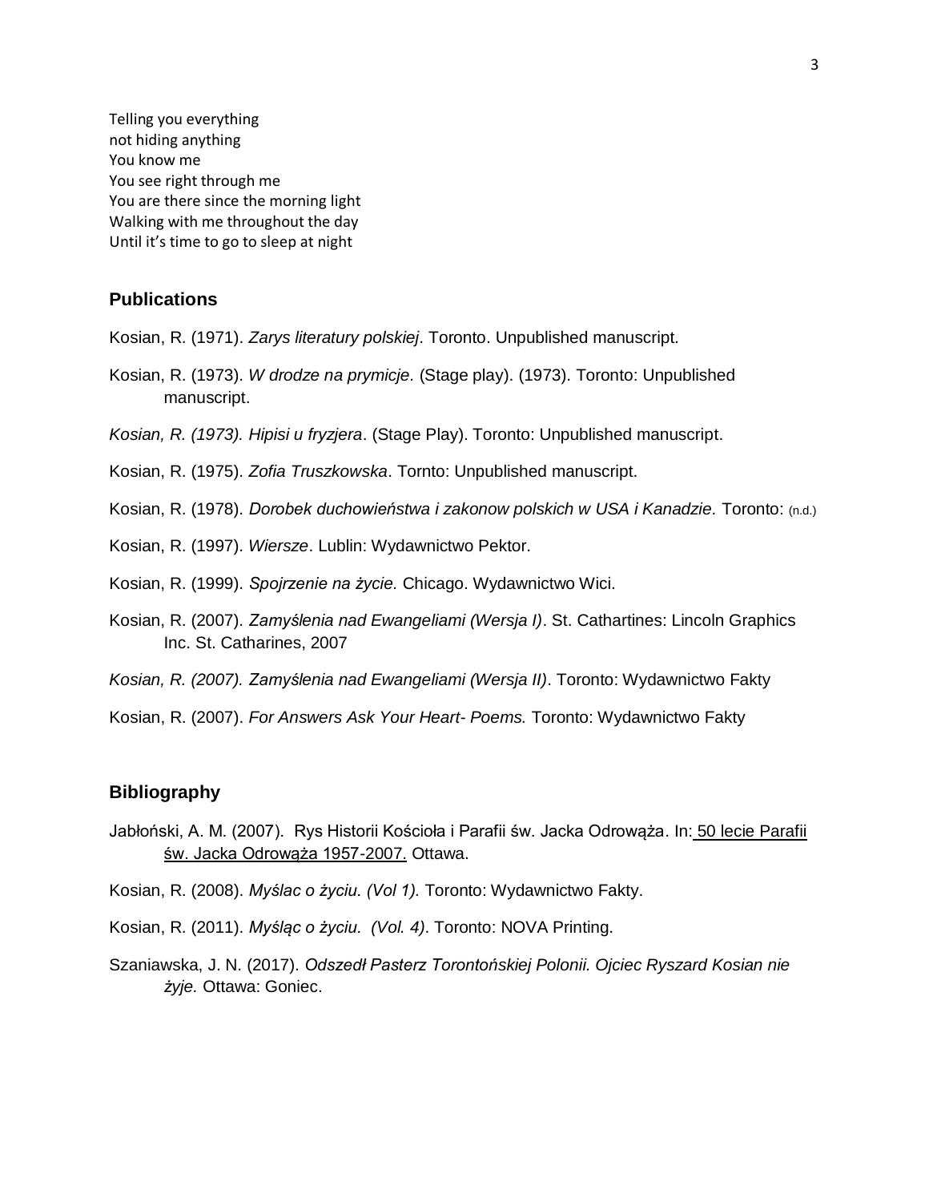Telling you everything  
not hiding anything  
You know me  
You see right through me  
You are there since the morning light  
Walking with me throughout the day  
Until it's time to go to sleep at night

## Publications

Kosian, R. (1971). *Zarys literatury polskiej*. Toronto. Unpublished manuscript.

Kosian, R. (1973). *W drodze na prymicje.* (Stage play). (1973). Toronto: Unpublished manuscript.

*Kosian, R. (1973). Hipisi u fryzjera*. (Stage Play). Toronto: Unpublished manuscript.

Kosian, R. (1975). *Zofia Truszkowska*. Tornto: Unpublished manuscript.

Kosian, R. (1978). *Dorobek duchowieństwa i zakonow polskich w USA i Kanadzie.* Toronto: (n.d.)

Kosian, R. (1997). *Wiersze*. Lublin: Wydawnictwo Pektor.

Kosian, R. (1999). *Spojrzenie na życie.* Chicago. Wydawnictwo Wici.

Kosian, R. (2007). *Zamyślenia nad Ewangeliami (Wersja I)*. St. Cathartines: Lincoln Graphics Inc. St. Catharines, 2007

*Kosian, R. (2007). Zamyślenia nad Ewangeliami (Wersja II)*. Toronto: Wydawnictwo Fakty

Kosian, R. (2007). *For Answers Ask Your Heart- Poems.* Toronto: Wydawnictwo Fakty

## Bibliography

Jabłoński, A. M. (2007). Rys Historii Kościoła i Parafii św. Jacka Odrowąża. In: 50 lecie Parafii św. Jacka Odrowąża 1957-2007. Ottawa.

Kosian, R. (2008). *Myślac o życiu. (Vol 1).* Toronto: Wydawnictwo Fakty.

Kosian, R. (2011). *Myśląc o życiu. (Vol. 4)*. Toronto: NOVA Printing.

Szaniawska, J. N. (2017). *Odszedł Pasterz Torontońskiej Polonii. Ojciec Ryszard Kosian nie żyje.* Ottawa: Goniec.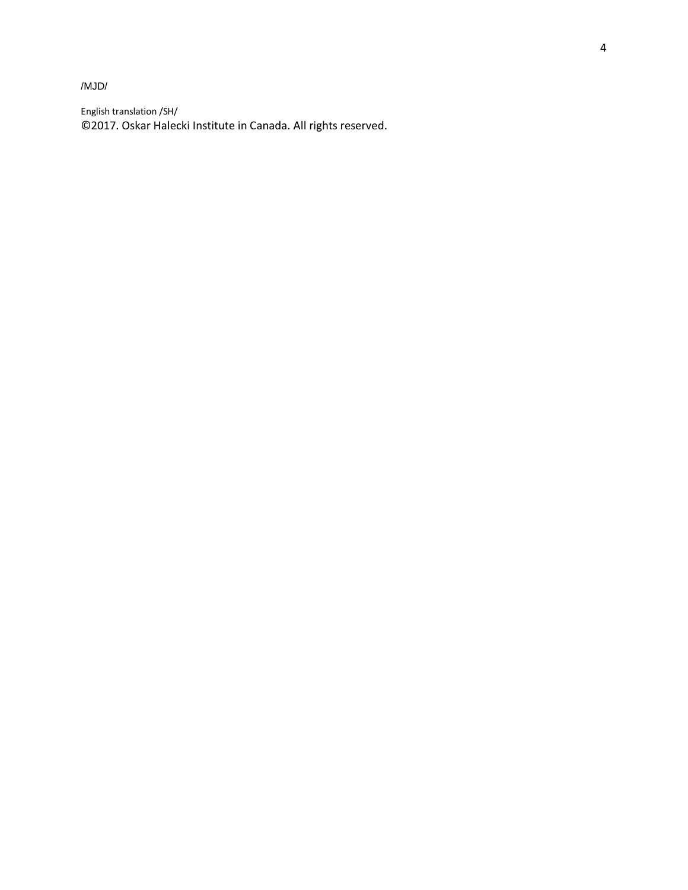/MJD/

English translation /SH/

©2017. Oskar Halecki Institute in Canada. All rights reserved.